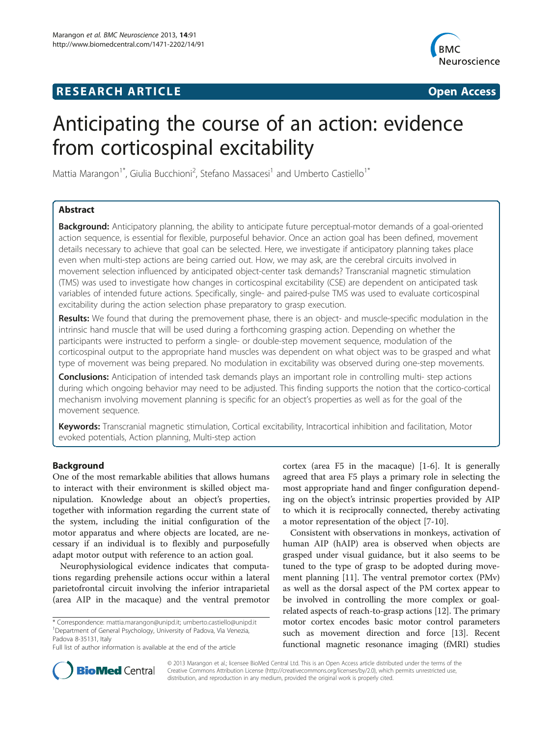**RESEARCH ARTICLE** **Open Access**

# Anticipating the course of an action: evidence from corticospinal excitability

Mattia Marangon[1*], Giulia Bucchioni[2], Stefano Massacesi[1] and Umberto Castiello[1*]

## Abstract

**Background:** Anticipatory planning, the ability to anticipate future perceptual-motor demands of a goal-oriented action sequence, is essential for flexible, purposeful behavior. Once an action goal has been defined, movement details necessary to achieve that goal can be selected. Here, we investigate if anticipatory planning takes place even when multi-step actions are being carried out. How, we may ask, are the cerebral circuits involved in movement selection influenced by anticipated object-center task demands? Transcranial magnetic stimulation (TMS) was used to investigate how changes in corticospinal excitability (CSE) are dependent on anticipated task variables of intended future actions. Specifically, single- and paired-pulse TMS was used to evaluate corticospinal excitability during the action selection phase preparatory to grasp execution.

**Results:** We found that during the premovement phase, there is an object- and muscle-specific modulation in the intrinsic hand muscle that will be used during a forthcoming grasping action. Depending on whether the participants were instructed to perform a single- or double-step movement sequence, modulation of the corticospinal output to the appropriate hand muscles was dependent on what object was to be grasped and what type of movement was being prepared. No modulation in excitability was observed during one-step movements.

**Conclusions:** Anticipation of intended task demands plays an important role in controlling multi- step actions during which ongoing behavior may need to be adjusted. This finding supports the notion that the cortico-cortical mechanism involving movement planning is specific for an object's properties as well as for the goal of the movement sequence.

**Keywords:** Transcranial magnetic stimulation, Cortical excitability, Intracortical inhibition and facilitation, Motor evoked potentials, Action planning, Multi-step action

## Background

One of the most remarkable abilities that allows humans to interact with their environment is skilled object manipulation. Knowledge about an object's properties, together with information regarding the current state of the system, including the initial configuration of the motor apparatus and where objects are located, are necessary if an individual is to flexibly and purposefully adapt motor output with reference to an action goal.

Neurophysiological evidence indicates that computations regarding prehensile actions occur within a lateral parietofrontal circuit involving the inferior intraparietal (area AIP in the macaque) and the ventral premotor cortex (area F5 in the macaque) [1-6]. It is generally agreed that area F5 plays a primary role in selecting the most appropriate hand and finger configuration depending on the object's intrinsic properties provided by AIP to which it is reciprocally connected, thereby activating a motor representation of the object [7-10].

Consistent with observations in monkeys, activation of human AIP (hAIP) area is observed when objects are grasped under visual guidance, but it also seems to be tuned to the type of grasp to be adopted during movement planning [11]. The ventral premotor cortex (PMv) as well as the dorsal aspect of the PM cortex appear to be involved in controlling the more complex or goal-related aspects of reach-to-grasp actions [12]. The primary motor cortex encodes basic motor control parameters such as movement direction and force [13]. Recent functional magnetic resonance imaging (fMRI) studies

\* Correspondence: mattia.marangon@unipd.it; umberto.castiello@unipd.it
[1]Department of General Psychology, University of Padova, Via Venezia, Padova 8-35131, Italy
Full list of author information is available at the end of the article

© 2013 Marangon et al.; licensee BioMed Central Ltd. This is an Open Access article distributed under the terms of the Creative Commons Attribution License (http://creativecommons.org/licenses/by/2.0), which permits unrestricted use, distribution, and reproduction in any medium, provided the original work is properly cited.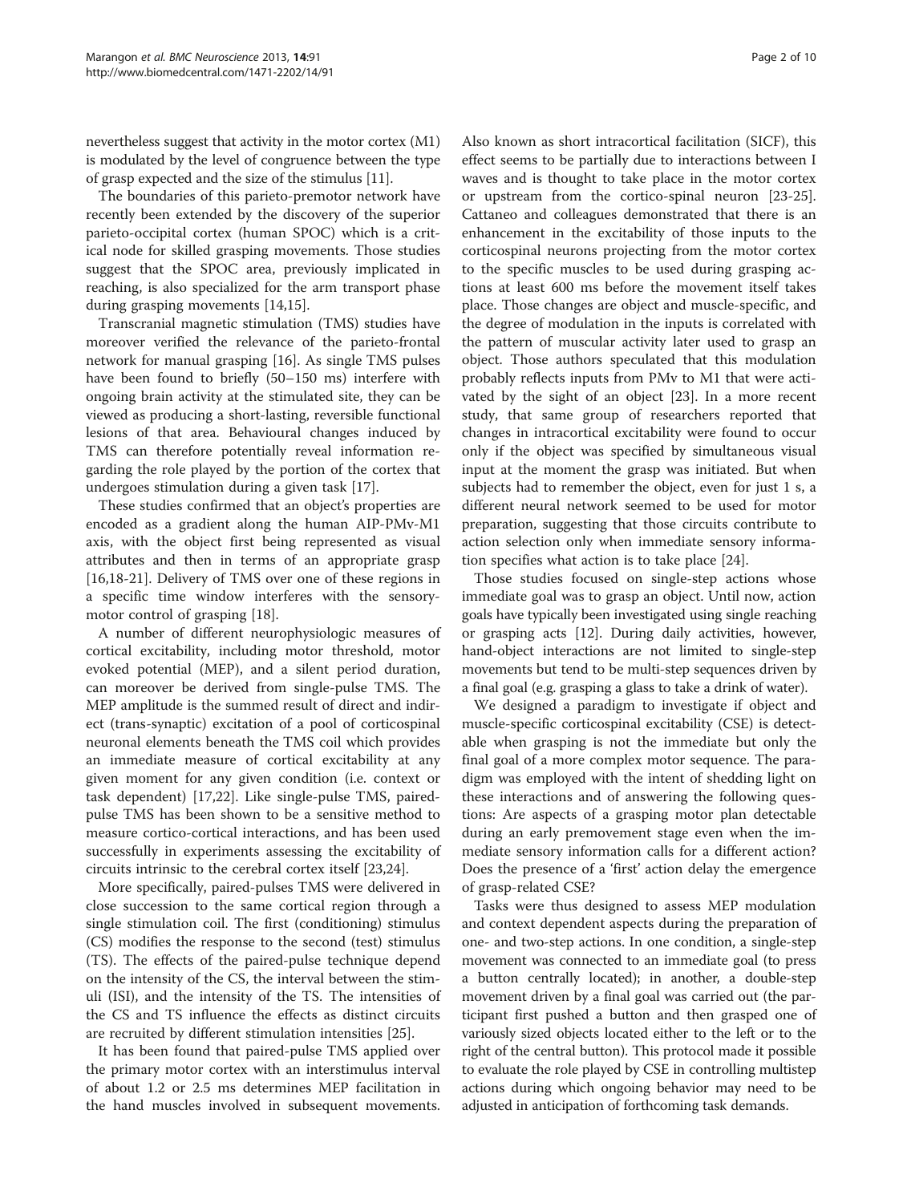nevertheless suggest that activity in the motor cortex (M1) is modulated by the level of congruence between the type of grasp expected and the size of the stimulus [11].

The boundaries of this parieto-premotor network have recently been extended by the discovery of the superior parieto-occipital cortex (human SPOC) which is a critical node for skilled grasping movements. Those studies suggest that the SPOC area, previously implicated in reaching, is also specialized for the arm transport phase during grasping movements [14,15].

Transcranial magnetic stimulation (TMS) studies have moreover verified the relevance of the parieto-frontal network for manual grasping [16]. As single TMS pulses have been found to briefly (50–150 ms) interfere with ongoing brain activity at the stimulated site, they can be viewed as producing a short-lasting, reversible functional lesions of that area. Behavioural changes induced by TMS can therefore potentially reveal information regarding the role played by the portion of the cortex that undergoes stimulation during a given task [17].

These studies confirmed that an object's properties are encoded as a gradient along the human AIP-PMv-M1 axis, with the object first being represented as visual attributes and then in terms of an appropriate grasp [16,18-21]. Delivery of TMS over one of these regions in a specific time window interferes with the sensory-motor control of grasping [18].

A number of different neurophysiologic measures of cortical excitability, including motor threshold, motor evoked potential (MEP), and a silent period duration, can moreover be derived from single-pulse TMS. The MEP amplitude is the summed result of direct and indirect (trans-synaptic) excitation of a pool of corticospinal neuronal elements beneath the TMS coil which provides an immediate measure of cortical excitability at any given moment for any given condition (i.e. context or task dependent) [17,22]. Like single-pulse TMS, paired-pulse TMS has been shown to be a sensitive method to measure cortico-cortical interactions, and has been used successfully in experiments assessing the excitability of circuits intrinsic to the cerebral cortex itself [23,24].

More specifically, paired-pulses TMS were delivered in close succession to the same cortical region through a single stimulation coil. The first (conditioning) stimulus (CS) modifies the response to the second (test) stimulus (TS). The effects of the paired-pulse technique depend on the intensity of the CS, the interval between the stimuli (ISI), and the intensity of the TS. The intensities of the CS and TS influence the effects as distinct circuits are recruited by different stimulation intensities [25].

It has been found that paired-pulse TMS applied over the primary motor cortex with an interstimulus interval of about 1.2 or 2.5 ms determines MEP facilitation in the hand muscles involved in subsequent movements. Also known as short intracortical facilitation (SICF), this effect seems to be partially due to interactions between I waves and is thought to take place in the motor cortex or upstream from the cortico-spinal neuron [23-25]. Cattaneo and colleagues demonstrated that there is an enhancement in the excitability of those inputs to the corticospinal neurons projecting from the motor cortex to the specific muscles to be used during grasping actions at least 600 ms before the movement itself takes place. Those changes are object and muscle-specific, and the degree of modulation in the inputs is correlated with the pattern of muscular activity later used to grasp an object. Those authors speculated that this modulation probably reflects inputs from PMv to M1 that were activated by the sight of an object [23]. In a more recent study, that same group of researchers reported that changes in intracortical excitability were found to occur only if the object was specified by simultaneous visual input at the moment the grasp was initiated. But when subjects had to remember the object, even for just 1 s, a different neural network seemed to be used for motor preparation, suggesting that those circuits contribute to action selection only when immediate sensory information specifies what action is to take place [24].

Those studies focused on single-step actions whose immediate goal was to grasp an object. Until now, action goals have typically been investigated using single reaching or grasping acts [12]. During daily activities, however, hand-object interactions are not limited to single-step movements but tend to be multi-step sequences driven by a final goal (e.g. grasping a glass to take a drink of water).

We designed a paradigm to investigate if object and muscle-specific corticospinal excitability (CSE) is detectable when grasping is not the immediate but only the final goal of a more complex motor sequence. The paradigm was employed with the intent of shedding light on these interactions and of answering the following questions: Are aspects of a grasping motor plan detectable during an early premovement stage even when the immediate sensory information calls for a different action? Does the presence of a 'first' action delay the emergence of grasp-related CSE?

Tasks were thus designed to assess MEP modulation and context dependent aspects during the preparation of one- and two-step actions. In one condition, a single-step movement was connected to an immediate goal (to press a button centrally located); in another, a double-step movement driven by a final goal was carried out (the participant first pushed a button and then grasped one of variously sized objects located either to the left or to the right of the central button). This protocol made it possible to evaluate the role played by CSE in controlling multistep actions during which ongoing behavior may need to be adjusted in anticipation of forthcoming task demands.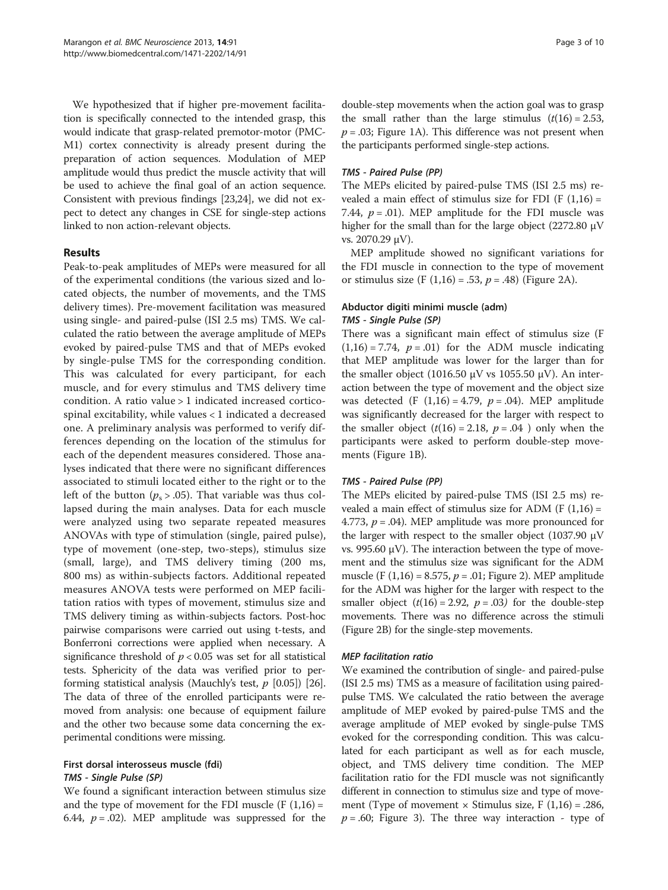We hypothesized that if higher pre-movement facilitation is specifically connected to the intended grasp, this would indicate that grasp-related premotor-motor (PMC-M1) cortex connectivity is already present during the preparation of action sequences. Modulation of MEP amplitude would thus predict the muscle activity that will be used to achieve the final goal of an action sequence. Consistent with previous findings [23,24], we did not expect to detect any changes in CSE for single-step actions linked to non action-relevant objects.

## Results

Peak-to-peak amplitudes of MEPs were measured for all of the experimental conditions (the various sized and located objects, the number of movements, and the TMS delivery times). Pre-movement facilitation was measured using single- and paired-pulse (ISI 2.5 ms) TMS. We calculated the ratio between the average amplitude of MEPs evoked by paired-pulse TMS and that of MEPs evoked by single-pulse TMS for the corresponding condition. This was calculated for every participant, for each muscle, and for every stimulus and TMS delivery time condition. A ratio value > 1 indicated increased corticospinal excitability, while values < 1 indicated a decreased one. A preliminary analysis was performed to verify differences depending on the location of the stimulus for each of the dependent measures considered. Those analyses indicated that there were no significant differences associated to stimuli located either to the right or to the left of the button ($p_s > .05$). That variable was thus collapsed during the main analyses. Data for each muscle were analyzed using two separate repeated measures ANOVAs with type of stimulation (single, paired pulse), type of movement (one-step, two-steps), stimulus size (small, large), and TMS delivery timing (200 ms, 800 ms) as within-subjects factors. Additional repeated measures ANOVA tests were performed on MEP facilitation ratios with types of movement, stimulus size and TMS delivery timing as within-subjects factors. Post-hoc pairwise comparisons were carried out using t-tests, and Bonferroni corrections were applied when necessary. A significance threshold of $p < 0.05$ was set for all statistical tests. Sphericity of the data was verified prior to performing statistical analysis (Mauchly's test, $p$ [0.05]) [26]. The data of three of the enrolled participants were removed from analysis: one because of equipment failure and the other two because some data concerning the experimental conditions were missing.

### First dorsal interosseus muscle (fdi)

#### *TMS - Single Pulse (SP)*

We found a significant interaction between stimulus size and the type of movement for the FDI muscle ($F(1,16) = 6.44$, $p = .02$). MEP amplitude was suppressed for the double-step movements when the action goal was to grasp the small rather than the large stimulus ($t(16) = 2.53$, $p = .03$; Figure 1A). This difference was not present when the participants performed single-step actions.

#### *TMS - Paired Pulse (PP)*

The MEPs elicited by paired-pulse TMS (ISI 2.5 ms) revealed a main effect of stimulus size for FDI ($F(1,16) = 7.44$, $p = .01$). MEP amplitude for the FDI muscle was higher for the small than for the large object (2272.80 μV vs. 2070.29 μV).

MEP amplitude showed no significant variations for the FDI muscle in connection to the type of movement or stimulus size ($F(1,16) = .53$, $p = .48$) (Figure 2A).

### Abductor digiti minimi muscle (adm)

#### *TMS - Single Pulse (SP)*

There was a significant main effect of stimulus size ($F(1,16) = 7.74$, $p = .01$) for the ADM muscle indicating that MEP amplitude was lower for the larger than for the smaller object (1016.50 μV vs 1055.50 μV). An interaction between the type of movement and the object size was detected ($F(1,16) = 4.79$, $p = .04$). MEP amplitude was significantly decreased for the larger with respect to the smaller object ($t(16) = 2.18$, $p = .04$) only when the participants were asked to perform double-step movements (Figure 1B).

#### *TMS - Paired Pulse (PP)*

The MEPs elicited by paired-pulse TMS (ISI 2.5 ms) revealed a main effect of stimulus size for ADM ($F(1,16) = 4.773$, $p = .04$). MEP amplitude was more pronounced for the larger with respect to the smaller object (1037.90 μV vs. 995.60 μV). The interaction between the type of movement and the stimulus size was significant for the ADM muscle ($F(1,16) = 8.575$, $p = .01$; Figure 2). MEP amplitude for the ADM was higher for the larger with respect to the smaller object ($t(16) = 2.92$, $p = .03$) for the double-step movements. There was no difference across the stimuli (Figure 2B) for the single-step movements.

#### *MEP facilitation ratio*

We examined the contribution of single- and paired-pulse (ISI 2.5 ms) TMS as a measure of facilitation using paired-pulse TMS. We calculated the ratio between the average amplitude of MEP evoked by paired-pulse TMS and the average amplitude of MEP evoked by single-pulse TMS evoked for the corresponding condition. This was calculated for each participant as well as for each muscle, object, and TMS delivery time condition. The MEP facilitation ratio for the FDI muscle was not significantly different in connection to stimulus size and type of movement (Type of movement × Stimulus size, $F(1,16) = .286$, $p = .60$; Figure 3). The three way interaction - type of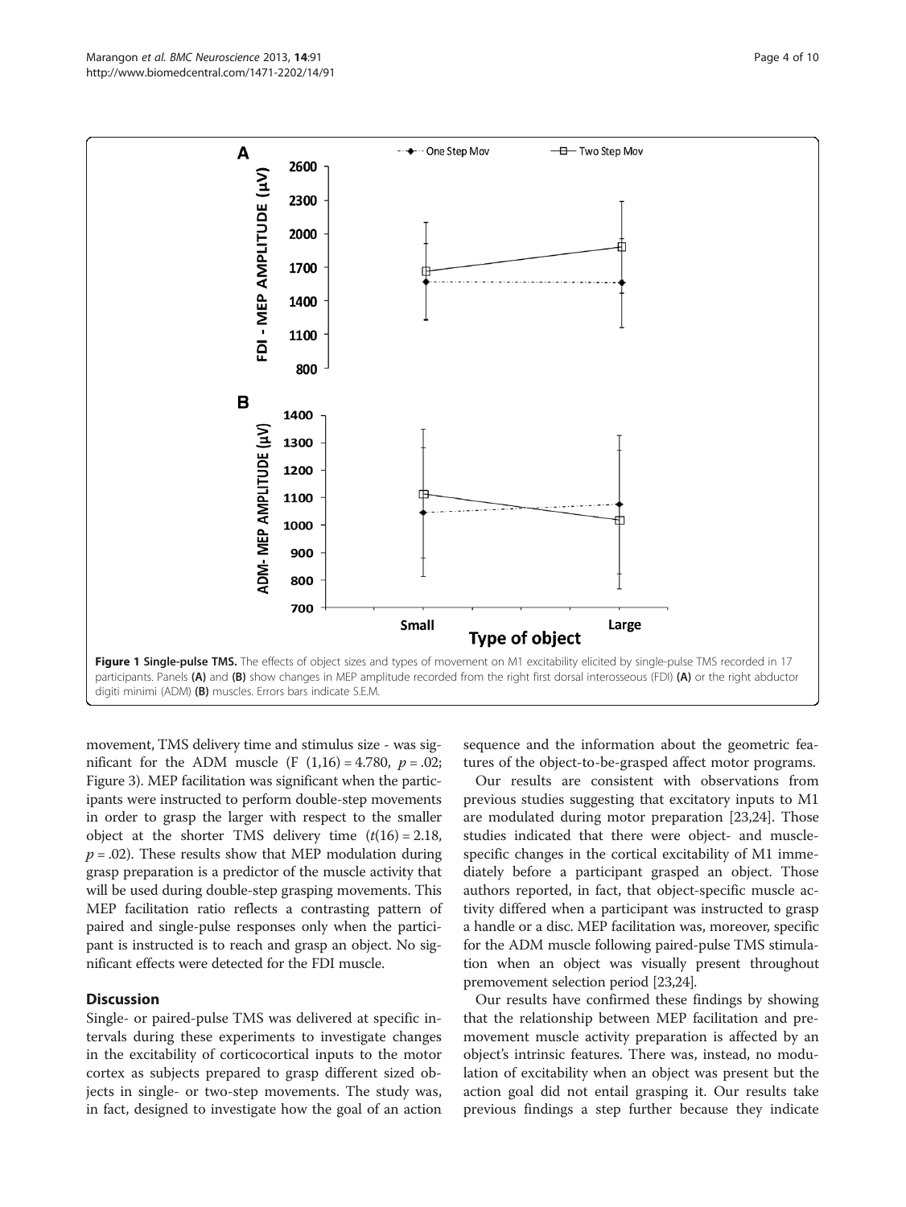A

One Step Mov

Two Step Mov

FDI - MEP AMPLITUDE (μV)

2600
2300
2000
1700
1400
1100
800

B

ADM- MEP AMPLITUDE (μV)

1400
1300
1200
1100
1000
900
800
700

Small

Large

Type of object

**Figure 1 Single-pulse TMS.** The effects of object sizes and types of movement on M1 excitability elicited by single-pulse TMS recorded in 17 participants. Panels **(A)** and **(B)** show changes in MEP amplitude recorded from the right first dorsal interosseous (FDI) **(A)** or the right abductor digiti minimi (ADM) **(B)** muscles. Errors bars indicate S.E.M.

movement, TMS delivery time and stimulus size - was significant for the ADM muscle ($F\ (1,16) = 4.780$, $p = .02$; Figure 3). MEP facilitation was significant when the participants were instructed to perform double-step movements in order to grasp the larger with respect to the smaller object at the shorter TMS delivery time ($t(16) = 2.18$, $p = .02$). These results show that MEP modulation during grasp preparation is a predictor of the muscle activity that will be used during double-step grasping movements. This MEP facilitation ratio reflects a contrasting pattern of paired and single-pulse responses only when the participant is instructed is to reach and grasp an object. No significant effects were detected for the FDI muscle.

## Discussion

Single- or paired-pulse TMS was delivered at specific intervals during these experiments to investigate changes in the excitability of corticocortical inputs to the motor cortex as subjects prepared to grasp different sized objects in single- or two-step movements. The study was, in fact, designed to investigate how the goal of an action sequence and the information about the geometric features of the object-to-be-grasped affect motor programs.

Our results are consistent with observations from previous studies suggesting that excitatory inputs to M1 are modulated during motor preparation [23,24]. Those studies indicated that there were object- and muscle-specific changes in the cortical excitability of M1 immediately before a participant grasped an object. Those authors reported, in fact, that object-specific muscle activity differed when a participant was instructed to grasp a handle or a disc. MEP facilitation was, moreover, specific for the ADM muscle following paired-pulse TMS stimulation when an object was visually present throughout premovement selection period [23,24].

Our results have confirmed these findings by showing that the relationship between MEP facilitation and premovement muscle activity preparation is affected by an object's intrinsic features. There was, instead, no modulation of excitability when an object was present but the action goal did not entail grasping it. Our results take previous findings a step further because they indicate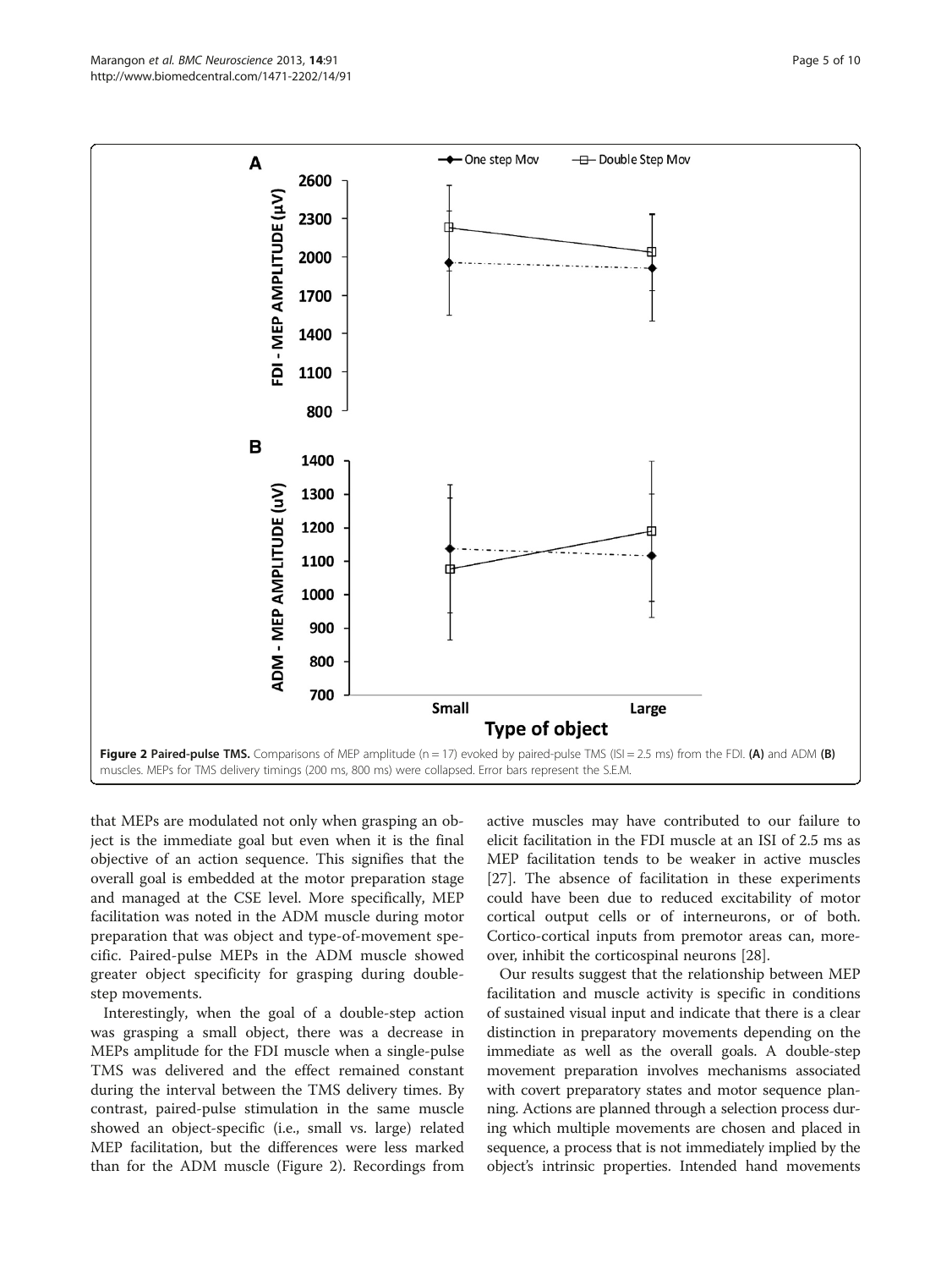A

One step Mov
Double Step Mov

FDI - MEP AMPLITUDE (μV)

2600
2300
2000
1700
1400
1100
800

B

ADM - MEP AMPLITUDE (uV)

1400
1300
1200
1100
1000
900
800
700

Small
Large

Type of object

**Figure 2 Paired-pulse TMS.** Comparisons of MEP amplitude (n = 17) evoked by paired-pulse TMS (ISI = 2.5 ms) from the FDI. **(A)** and ADM **(B)** muscles. MEPs for TMS delivery timings (200 ms, 800 ms) were collapsed. Error bars represent the S.E.M.

that MEPs are modulated not only when grasping an object is the immediate goal but even when it is the final objective of an action sequence. This signifies that the overall goal is embedded at the motor preparation stage and managed at the CSE level. More specifically, MEP facilitation was noted in the ADM muscle during motor preparation that was object and type-of-movement specific. Paired-pulse MEPs in the ADM muscle showed greater object specificity for grasping during double-step movements.

Interestingly, when the goal of a double-step action was grasping a small object, there was a decrease in MEPs amplitude for the FDI muscle when a single-pulse TMS was delivered and the effect remained constant during the interval between the TMS delivery times. By contrast, paired-pulse stimulation in the same muscle showed an object-specific (i.e., small vs. large) related MEP facilitation, but the differences were less marked than for the ADM muscle (Figure 2). Recordings from active muscles may have contributed to our failure to elicit facilitation in the FDI muscle at an ISI of 2.5 ms as MEP facilitation tends to be weaker in active muscles [27]. The absence of facilitation in these experiments could have been due to reduced excitability of motor cortical output cells or of interneurons, or of both. Cortico-cortical inputs from premotor areas can, moreover, inhibit the corticospinal neurons [28].

Our results suggest that the relationship between MEP facilitation and muscle activity is specific in conditions of sustained visual input and indicate that there is a clear distinction in preparatory movements depending on the immediate as well as the overall goals. A double-step movement preparation involves mechanisms associated with covert preparatory states and motor sequence planning. Actions are planned through a selection process during which multiple movements are chosen and placed in sequence, a process that is not immediately implied by the object's intrinsic properties. Intended hand movements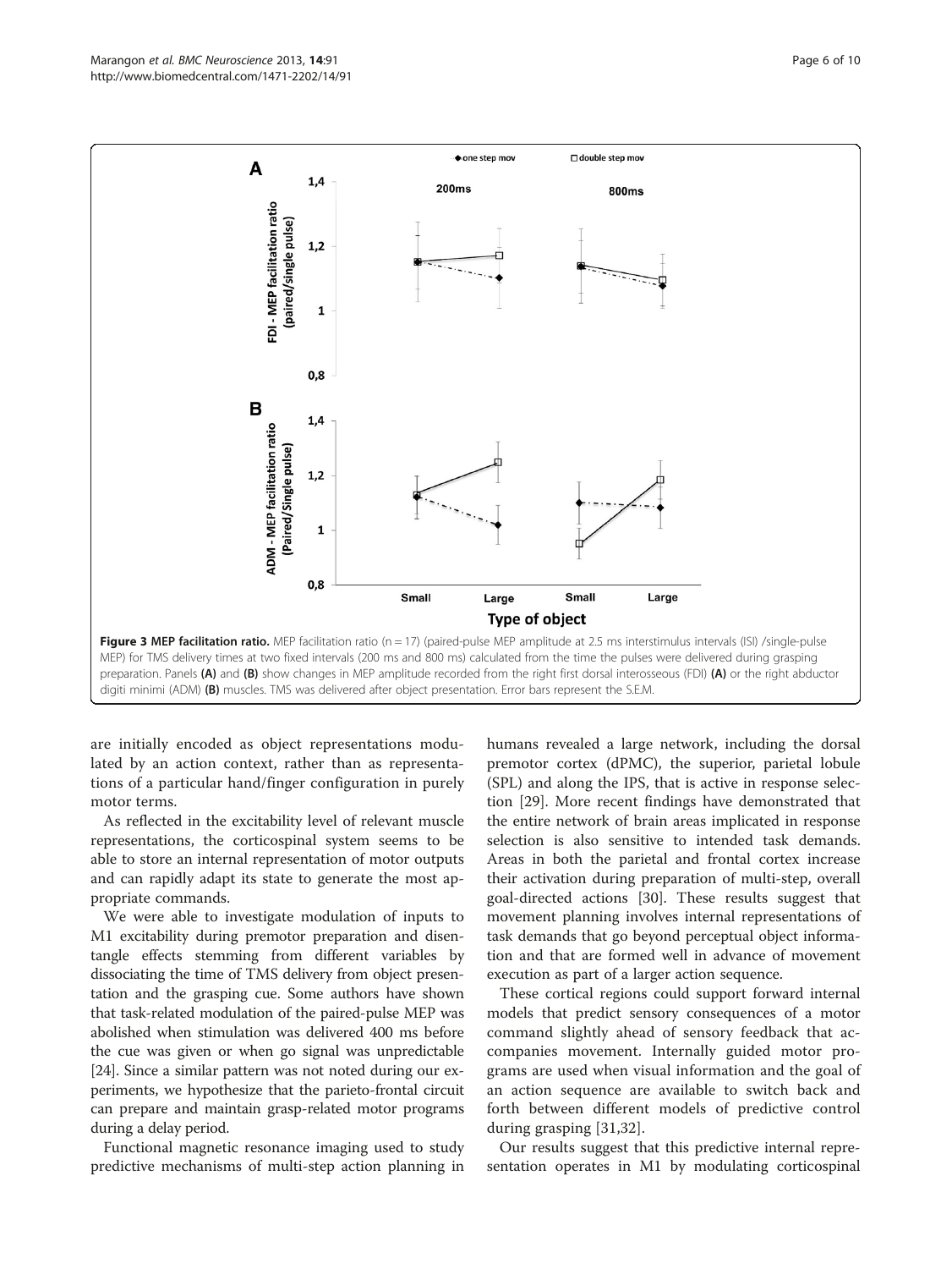A

◆ one step mov □ double step mov

1,4

200ms

800ms

1,2

1

0,8

FDI - MEP facilitation ratio (paired/single pulse)

B

1,4

1,2

1

0,8

ADM - MEP facilitation ratio (Paired/Single pulse)

Small Large Small Large

Type of object

**Figure 3 MEP facilitation ratio.** MEP facilitation ratio (n = 17) (paired-pulse MEP amplitude at 2.5 ms interstimulus intervals (ISI) /single-pulse MEP) for TMS delivery times at two fixed intervals (200 ms and 800 ms) calculated from the time the pulses were delivered during grasping preparation. Panels **(A)** and **(B)** show changes in MEP amplitude recorded from the right first dorsal interosseous (FDI) **(A)** or the right abductor digiti minimi (ADM) **(B)** muscles. TMS was delivered after object presentation. Error bars represent the S.E.M.

are initially encoded as object representations modulated by an action context, rather than as representations of a particular hand/finger configuration in purely motor terms.

As reflected in the excitability level of relevant muscle representations, the corticospinal system seems to be able to store an internal representation of motor outputs and can rapidly adapt its state to generate the most appropriate commands.

We were able to investigate modulation of inputs to M1 excitability during premotor preparation and disentangle effects stemming from different variables by dissociating the time of TMS delivery from object presentation and the grasping cue. Some authors have shown that task-related modulation of the paired-pulse MEP was abolished when stimulation was delivered 400 ms before the cue was given or when go signal was unpredictable [24]. Since a similar pattern was not noted during our experiments, we hypothesize that the parieto-frontal circuit can prepare and maintain grasp-related motor programs during a delay period.

Functional magnetic resonance imaging used to study predictive mechanisms of multi-step action planning in humans revealed a large network, including the dorsal premotor cortex (dPMC), the superior, parietal lobule (SPL) and along the IPS, that is active in response selection [29]. More recent findings have demonstrated that the entire network of brain areas implicated in response selection is also sensitive to intended task demands. Areas in both the parietal and frontal cortex increase their activation during preparation of multi-step, overall goal-directed actions [30]. These results suggest that movement planning involves internal representations of task demands that go beyond perceptual object information and that are formed well in advance of movement execution as part of a larger action sequence.

These cortical regions could support forward internal models that predict sensory consequences of a motor command slightly ahead of sensory feedback that accompanies movement. Internally guided motor programs are used when visual information and the goal of an action sequence are available to switch back and forth between different models of predictive control during grasping [31,32].

Our results suggest that this predictive internal representation operates in M1 by modulating corticospinal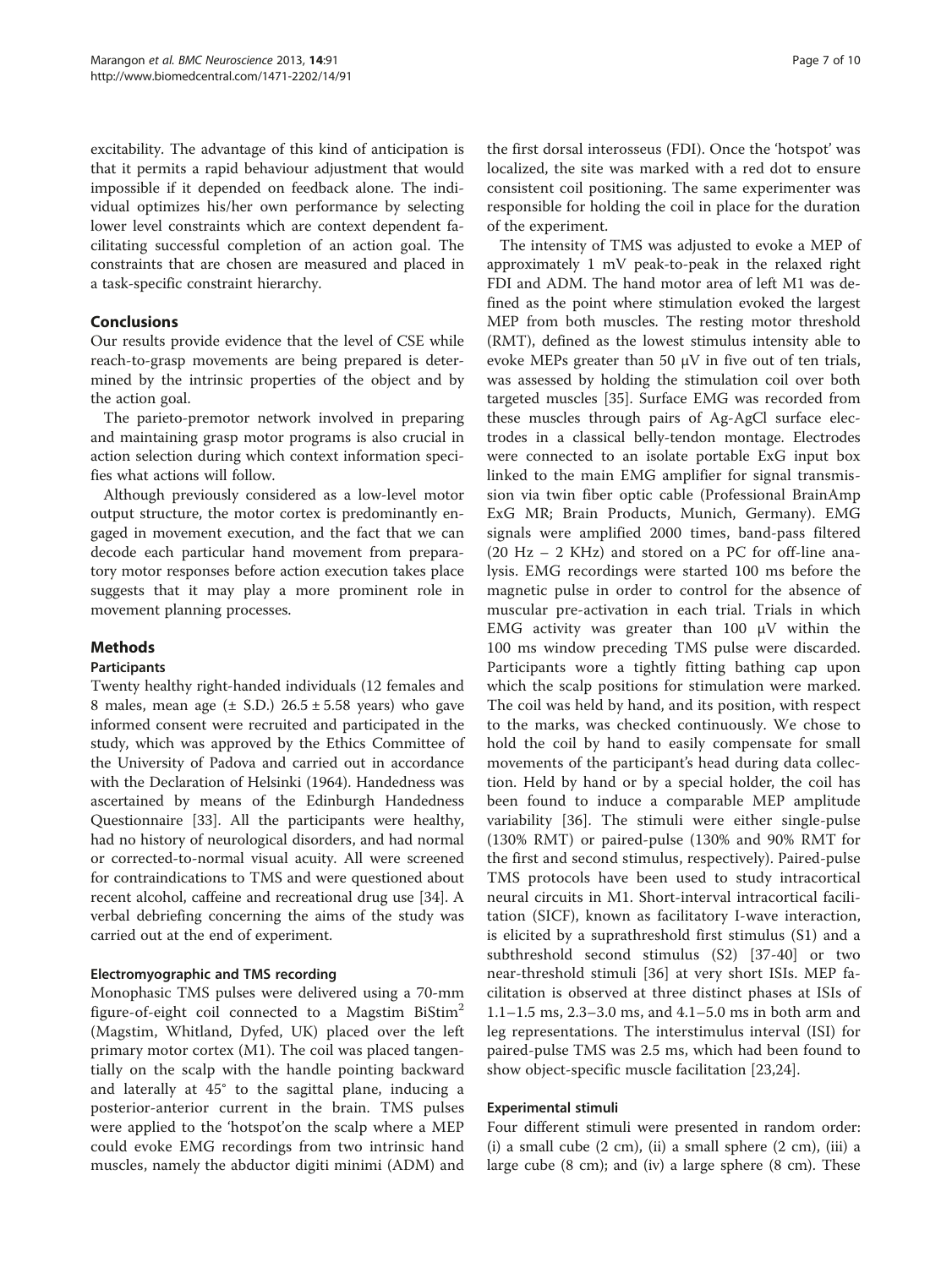excitability. The advantage of this kind of anticipation is that it permits a rapid behaviour adjustment that would impossible if it depended on feedback alone. The individual optimizes his/her own performance by selecting lower level constraints which are context dependent facilitating successful completion of an action goal. The constraints that are chosen are measured and placed in a task-specific constraint hierarchy.

## Conclusions

Our results provide evidence that the level of CSE while reach-to-grasp movements are being prepared is determined by the intrinsic properties of the object and by the action goal.

The parieto-premotor network involved in preparing and maintaining grasp motor programs is also crucial in action selection during which context information specifies what actions will follow.

Although previously considered as a low-level motor output structure, the motor cortex is predominantly engaged in movement execution, and the fact that we can decode each particular hand movement from preparatory motor responses before action execution takes place suggests that it may play a more prominent role in movement planning processes.

## Methods

### Participants

Twenty healthy right-handed individuals (12 females and 8 males, mean age (± S.D.) 26.5 ± 5.58 years) who gave informed consent were recruited and participated in the study, which was approved by the Ethics Committee of the University of Padova and carried out in accordance with the Declaration of Helsinki (1964). Handedness was ascertained by means of the Edinburgh Handedness Questionnaire [33]. All the participants were healthy, had no history of neurological disorders, and had normal or corrected-to-normal visual acuity. All were screened for contraindications to TMS and were questioned about recent alcohol, caffeine and recreational drug use [34]. A verbal debriefing concerning the aims of the study was carried out at the end of experiment.

### Electromyographic and TMS recording

Monophasic TMS pulses were delivered using a 70-mm figure-of-eight coil connected to a Magstim BiStim$^2$ (Magstim, Whitland, Dyfed, UK) placed over the left primary motor cortex (M1). The coil was placed tangentially on the scalp with the handle pointing backward and laterally at 45° to the sagittal plane, inducing a posterior-anterior current in the brain. TMS pulses were applied to the 'hotspot'on the scalp where a MEP could evoke EMG recordings from two intrinsic hand muscles, namely the abductor digiti minimi (ADM) and the first dorsal interosseus (FDI). Once the 'hotspot' was localized, the site was marked with a red dot to ensure consistent coil positioning. The same experimenter was responsible for holding the coil in place for the duration of the experiment.

The intensity of TMS was adjusted to evoke a MEP of approximately 1 mV peak-to-peak in the relaxed right FDI and ADM. The hand motor area of left M1 was defined as the point where stimulation evoked the largest MEP from both muscles. The resting motor threshold (RMT), defined as the lowest stimulus intensity able to evoke MEPs greater than 50 μV in five out of ten trials, was assessed by holding the stimulation coil over both targeted muscles [35]. Surface EMG was recorded from these muscles through pairs of Ag-AgCl surface electrodes in a classical belly-tendon montage. Electrodes were connected to an isolate portable ExG input box linked to the main EMG amplifier for signal transmission via twin fiber optic cable (Professional BrainAmp ExG MR; Brain Products, Munich, Germany). EMG signals were amplified 2000 times, band-pass filtered (20 Hz – 2 KHz) and stored on a PC for off-line analysis. EMG recordings were started 100 ms before the magnetic pulse in order to control for the absence of muscular pre-activation in each trial. Trials in which EMG activity was greater than 100 μV within the 100 ms window preceding TMS pulse were discarded. Participants wore a tightly fitting bathing cap upon which the scalp positions for stimulation were marked. The coil was held by hand, and its position, with respect to the marks, was checked continuously. We chose to hold the coil by hand to easily compensate for small movements of the participant's head during data collection. Held by hand or by a special holder, the coil has been found to induce a comparable MEP amplitude variability [36]. The stimuli were either single-pulse (130% RMT) or paired-pulse (130% and 90% RMT for the first and second stimulus, respectively). Paired-pulse TMS protocols have been used to study intracortical neural circuits in M1. Short-interval intracortical facilitation (SICF), known as facilitatory I-wave interaction, is elicited by a suprathreshold first stimulus (S1) and a subthreshold second stimulus (S2) [37-40] or two near-threshold stimuli [36] at very short ISIs. MEP facilitation is observed at three distinct phases at ISIs of 1.1–1.5 ms, 2.3–3.0 ms, and 4.1–5.0 ms in both arm and leg representations. The interstimulus interval (ISI) for paired-pulse TMS was 2.5 ms, which had been found to show object-specific muscle facilitation [23,24].

### Experimental stimuli

Four different stimuli were presented in random order: (i) a small cube (2 cm), (ii) a small sphere (2 cm), (iii) a large cube (8 cm); and (iv) a large sphere (8 cm). These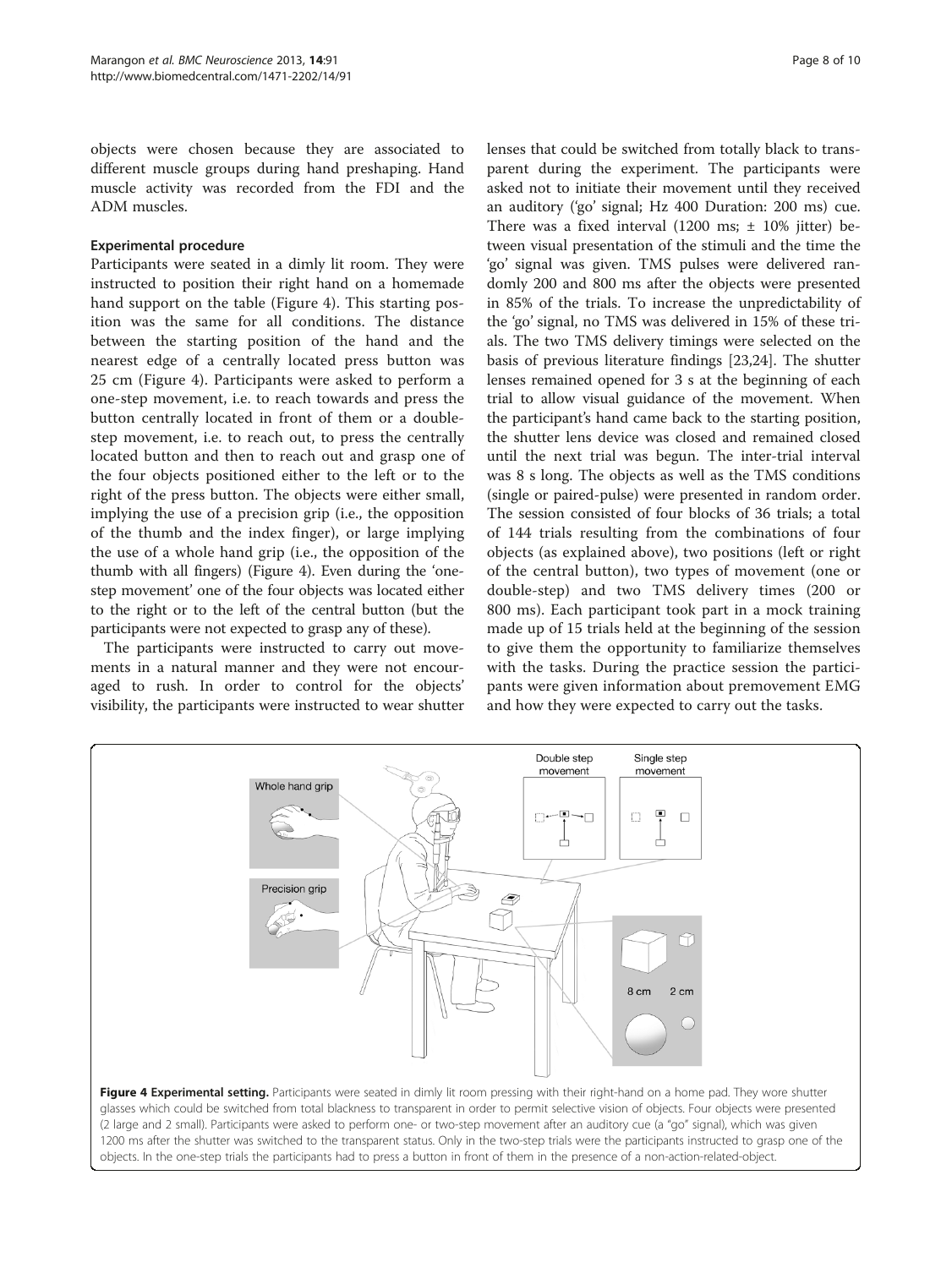objects were chosen because they are associated to different muscle groups during hand preshaping. Hand muscle activity was recorded from the FDI and the ADM muscles.

### Experimental procedure

Participants were seated in a dimly lit room. They were instructed to position their right hand on a homemade hand support on the table (Figure 4). This starting position was the same for all conditions. The distance between the starting position of the hand and the nearest edge of a centrally located press button was 25 cm (Figure 4). Participants were asked to perform a one-step movement, i.e. to reach towards and press the button centrally located in front of them or a double-step movement, i.e. to reach out, to press the centrally located button and then to reach out and grasp one of the four objects positioned either to the left or to the right of the press button. The objects were either small, implying the use of a precision grip (i.e., the opposition of the thumb and the index finger), or large implying the use of a whole hand grip (i.e., the opposition of the thumb with all fingers) (Figure 4). Even during the 'one-step movement' one of the four objects was located either to the right or to the left of the central button (but the participants were not expected to grasp any of these).

The participants were instructed to carry out movements in a natural manner and they were not encouraged to rush. In order to control for the objects' visibility, the participants were instructed to wear shutter lenses that could be switched from totally black to transparent during the experiment. The participants were asked not to initiate their movement until they received an auditory ('go' signal; Hz 400 Duration: 200 ms) cue. There was a fixed interval (1200 ms; ± 10% jitter) between visual presentation of the stimuli and the time the 'go' signal was given. TMS pulses were delivered randomly 200 and 800 ms after the objects were presented in 85% of the trials. To increase the unpredictability of the 'go' signal, no TMS was delivered in 15% of these trials. The two TMS delivery timings were selected on the basis of previous literature findings [23,24]. The shutter lenses remained opened for 3 s at the beginning of each trial to allow visual guidance of the movement. When the participant's hand came back to the starting position, the shutter lens device was closed and remained closed until the next trial was begun. The inter-trial interval was 8 s long. The objects as well as the TMS conditions (single or paired-pulse) were presented in random order. The session consisted of four blocks of 36 trials; a total of 144 trials resulting from the combinations of four objects (as explained above), two positions (left or right of the central button), two types of movement (one or double-step) and two TMS delivery times (200 or 800 ms). Each participant took part in a mock training made up of 15 trials held at the beginning of the session to give them the opportunity to familiarize themselves with the tasks. During the practice session the participants were given information about premovement EMG and how they were expected to carry out the tasks.

Whole hand grip

Precision grip

Double step movement

Single step movement

8 cm

2 cm

**Figure 4 Experimental setting.** Participants were seated in dimly lit room pressing with their right-hand on a home pad. They wore shutter glasses which could be switched from total blackness to transparent in order to permit selective vision of objects. Four objects were presented (2 large and 2 small). Participants were asked to perform one- or two-step movement after an auditory cue (a "go" signal), which was given 1200 ms after the shutter was switched to the transparent status. Only in the two-step trials were the participants instructed to grasp one of the objects. In the one-step trials the participants had to press a button in front of them in the presence of a non-action-related-object.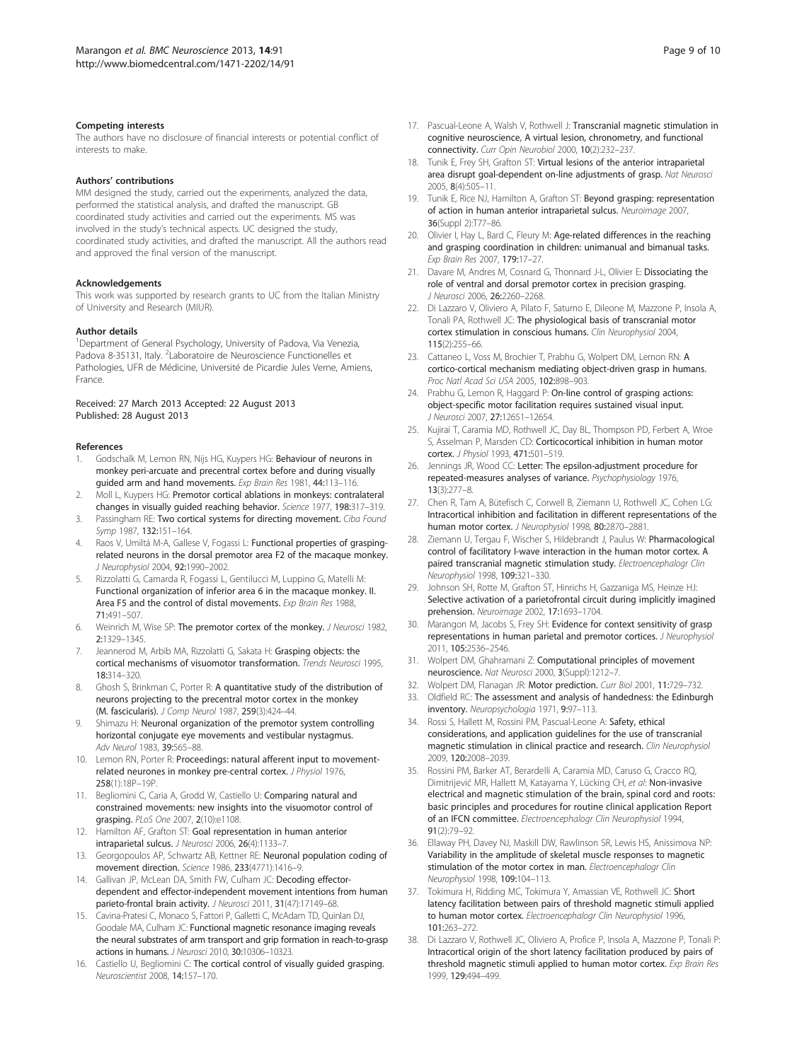### Competing interests

The authors have no disclosure of financial interests or potential conflict of interests to make.

### Authors' contributions

MM designed the study, carried out the experiments, analyzed the data, performed the statistical analysis, and drafted the manuscript. GB coordinated study activities and carried out the experiments. MS was involved in the study's technical aspects. UC designed the study, coordinated study activities, and drafted the manuscript. All the authors read and approved the final version of the manuscript.

### Acknowledgements

This work was supported by research grants to UC from the Italian Ministry of University and Research (MIUR).

### Author details

[1]Department of General Psychology, University of Padova, Via Venezia, Padova 8-35131, Italy. [2]Laboratoire de Neuroscience Functionelles et Pathologies, UFR de Médicine, Université de Picardie Jules Verne, Amiens, France.

Received: 27 March 2013 Accepted: 22 August 2013
Published: 28 August 2013

### References

1. Godschalk M, Lemon RN, Nijs HG, Kuypers HG: **Behaviour of neurons in monkey peri-arcuate and precentral cortex before and during visually guided arm and hand movements.** *Exp Brain Res* 1981, **44**:113–116.
2. Moll L, Kuypers HG: **Premotor cortical ablations in monkeys: contralateral changes in visually guided reaching behavior.** *Science* 1977, **198**:317–319.
3. Passingham RE: **Two cortical systems for directing movement.** *Ciba Found Symp* 1987, **132**:151–164.
4. Raos V, Umiltá M-A, Gallese V, Fogassi L: **Functional properties of grasping-related neurons in the dorsal premotor area F2 of the macaque monkey.** *J Neurophysiol* 2004, **92**:1990–2002.
5. Rizzolatti G, Camarda R, Fogassi L, Gentilucci M, Luppino G, Matelli M: **Functional organization of inferior area 6 in the macaque monkey. II. Area F5 and the control of distal movements.** *Exp Brain Res* 1988, **71**:491–507.
6. Weinrich M, Wise SP: **The premotor cortex of the monkey.** *J Neurosci* 1982, **2**:1329–1345.
7. Jeannerod M, Arbib MA, Rizzolatti G, Sakata H: **Grasping objects: the cortical mechanisms of visuomotor transformation.** *Trends Neurosci* 1995, **18**:314–320.
8. Ghosh S, Brinkman C, Porter R: **A quantitative study of the distribution of neurons projecting to the precentral motor cortex in the monkey (M. fascicularis).** *J Comp Neurol* 1987, **259**(3):424–44.
9. Shimazu H: **Neuronal organization of the premotor system controlling horizontal conjugate eye movements and vestibular nystagmus.** *Adv Neurol* 1983, **39**:565–88.
10. Lemon RN, Porter R: **Proceedings: natural afferent input to movement-related neurones in monkey pre-central cortex.** *J Physiol* 1976, **258**(1):18P–19P.
11. Begliomini C, Caria A, Grodd W, Castiello U: **Comparing natural and constrained movements: new insights into the visuomotor control of grasping.** *PLoS One* 2007, **2**(10):e1108.
12. Hamilton AF, Grafton ST: **Goal representation in human anterior intraparietal sulcus.** *J Neurosci* 2006, **26**(4):1133–7.
13. Georgopoulos AP, Schwartz AB, Kettner RE: **Neuronal population coding of movement direction.** *Science* 1986, **233**(4771):1416–9.
14. Gallivan JP, McLean DA, Smith FW, Culham JC: **Decoding effector-dependent and effector-independent movement intentions from human parieto-frontal brain activity.** *J Neurosci* 2011, **31**(47):17149–68.
15. Cavina-Pratesi C, Monaco S, Fattori P, Galletti C, McAdam TD, Quinlan DJ, Goodale MA, Culham JC: **Functional magnetic resonance imaging reveals the neural substrates of arm transport and grip formation in reach-to-grasp actions in humans.** *J Neurosci* 2010, **30**:10306–10323.
16. Castiello U, Begliomini C: **The cortical control of visually guided grasping.** *Neuroscientist* 2008, **14**:157–170.
17. Pascual-Leone A, Walsh V, Rothwell J: **Transcranial magnetic stimulation in cognitive neuroscience, A virtual lesion, chronometry, and functional connectivity.** *Curr Opin Neurobiol* 2000, **10**(2):232–237.
18. Tunik E, Frey SH, Grafton ST: **Virtual lesions of the anterior intraparietal area disrupt goal-dependent on-line adjustments of grasp.** *Nat Neurosci* 2005, **8**(4):505–11.
19. Tunik E, Rice NJ, Hamilton A, Grafton ST: **Beyond grasping: representation of action in human anterior intraparietal sulcus.** *Neuroimage* 2007, **36**(Suppl 2):T77–86.
20. Olivier I, Hay L, Bard C, Fleury M: **Age-related differences in the reaching and grasping coordination in children: unimanual and bimanual tasks.** *Exp Brain Res* 2007, **179**:17–27.
21. Davare M, Andres M, Cosnard G, Thonnard J-L, Olivier E: **Dissociating the role of ventral and dorsal premotor cortex in precision grasping.** *J Neurosci* 2006, **26**:2260–2268.
22. Di Lazzaro V, Oliviero A, Pilato F, Saturno E, Dileone M, Mazzone P, Insola A, Tonali PA, Rothwell JC: **The physiological basis of transcranial motor cortex stimulation in conscious humans.** *Clin Neurophysiol* 2004, **115**(2):255–66.
23. Cattaneo L, Voss M, Brochier T, Prabhu G, Wolpert DM, Lemon RN: **A cortico-cortical mechanism mediating object-driven grasp in humans.** *Proc Natl Acad Sci USA* 2005, **102**:898–903.
24. Prabhu G, Lemon R, Haggard P: **On-line control of grasping actions: object-specific motor facilitation requires sustained visual input.** *J Neurosci* 2007, **27**:12651–12654.
25. Kujirai T, Caramia MD, Rothwell JC, Day BL, Thompson PD, Ferbert A, Wroe S, Asselman P, Marsden CD: **Corticocortical inhibition in human motor cortex.** *J Physiol* 1993, **471**:501–519.
26. Jennings JR, Wood CC: **Letter: The epsilon-adjustment procedure for repeated-measures analyses of variance.** *Psychophysiology* 1976, **13**(3):277–8.
27. Chen R, Tam A, Bütefisch C, Corwell B, Ziemann U, Rothwell JC, Cohen LG: **Intracortical inhibition and facilitation in different representations of the human motor cortex.** *J Neurophysiol* 1998, **80**:2870–2881.
28. Ziemann U, Tergau F, Wischer S, Hildebrandt J, Paulus W: **Pharmacological control of facilitatory I-wave interaction in the human motor cortex. A paired transcranial magnetic stimulation study.** *Electroencephalogr Clin Neurophysiol* 1998, **109**:321–330.
29. Johnson SH, Rotte M, Grafton ST, Hinrichs H, Gazzaniga MS, Heinze HJ: **Selective activation of a parietofrontal circuit during implicitly imagined prehension.** *Neuroimage* 2002, **17**:1693–1704.
30. Marangon M, Jacobs S, Frey SH: **Evidence for context sensitivity of grasp representations in human parietal and premotor cortices.** *J Neurophysiol* 2011, **105**:2536–2546.
31. Wolpert DM, Ghahramani Z: **Computational principles of movement neuroscience.** *Nat Neurosci* 2000, **3**(Suppl):1212–7.
32. Wolpert DM, Flanagan JR: **Motor prediction.** *Curr Biol* 2001, **11**:729–732.
33. Oldfield RC: **The assessment and analysis of handedness: the Edinburgh inventory.** *Neuropsychologia* 1971, **9**:97–113.
34. Rossi S, Hallett M, Rossini PM, Pascual-Leone A: **Safety, ethical considerations, and application guidelines for the use of transcranial magnetic stimulation in clinical practice and research.** *Clin Neurophysiol* 2009, **120**:2008–2039.
35. Rossini PM, Barker AT, Berardelli A, Caramia MD, Caruso G, Cracco RQ, Dimitrijević MR, Hallett M, Katayama Y, Lücking CH, *et al*: **Non-invasive electrical and magnetic stimulation of the brain, spinal cord and roots: basic principles and procedures for routine clinical application Report of an IFCN committee.** *Electroencephalogr Clin Neurophysiol* 1994, **91**(2):79–92.
36. Ellaway PH, Davey NJ, Maskill DW, Rawlinson SR, Lewis HS, Anissimova NP: **Variability in the amplitude of skeletal muscle responses to magnetic stimulation of the motor cortex in man.** *Electroencephalogr Clin Neurophysiol* 1998, **109**:104–113.
37. Tokimura H, Ridding MC, Tokimura Y, Amassian VE, Rothwell JC: **Short latency facilitation between pairs of threshold magnetic stimuli applied to human motor cortex.** *Electroencephalogr Clin Neurophysiol* 1996, **101**:263–272.
38. Di Lazzaro V, Rothwell JC, Oliviero A, Profice P, Insola A, Mazzone P, Tonali P: **Intracortical origin of the short latency facilitation produced by pairs of threshold magnetic stimuli applied to human motor cortex.** *Exp Brain Res* 1999, **129**:494–499.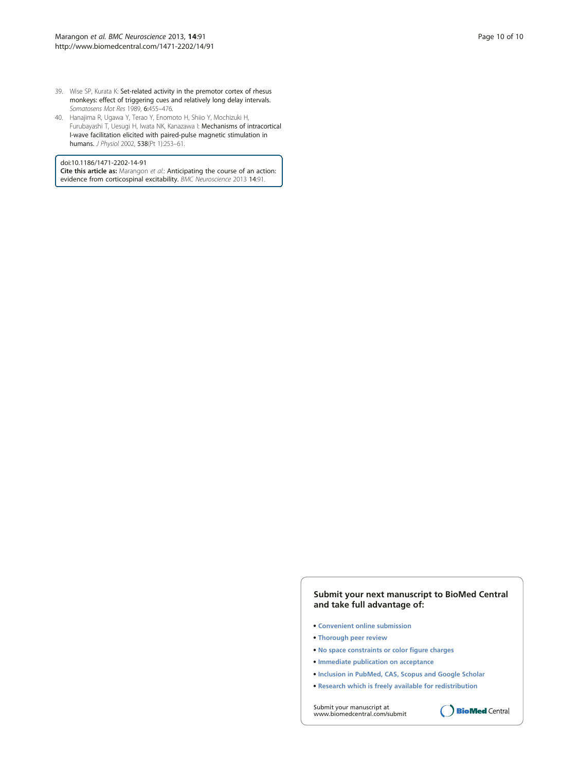39. Wise SP, Kurata K: **Set-related activity in the premotor cortex of rhesus monkeys: effect of triggering cues and relatively long delay intervals.** *Somatosens Mot Res* 1989, **6**:455–476.
40. Hanajima R, Ugawa Y, Terao Y, Enomoto H, Shiio Y, Mochizuki H, Furubayashi T, Uesugi H, Iwata NK, Kanazawa I: **Mechanisms of intracortical I-wave facilitation elicited with paired-pulse magnetic stimulation in humans.** *J Physiol* 2002, **538**(Pt 1):253–61.

doi:10.1186/1471-2202-14-91
**Cite this article as:** Marangon *et al.*: **Anticipating the course of an action: evidence from corticospinal excitability.** *BMC Neuroscience* 2013 **14**:91.

**Submit your next manuscript to BioMed Central and take full advantage of:**

- **Convenient online submission**
- **Thorough peer review**
- **No space constraints or color figure charges**
- **Immediate publication on acceptance**
- **Inclusion in PubMed, CAS, Scopus and Google Scholar**
- **Research which is freely available for redistribution**

Submit your manuscript at
www.biomedcentral.com/submit

BioMed Central